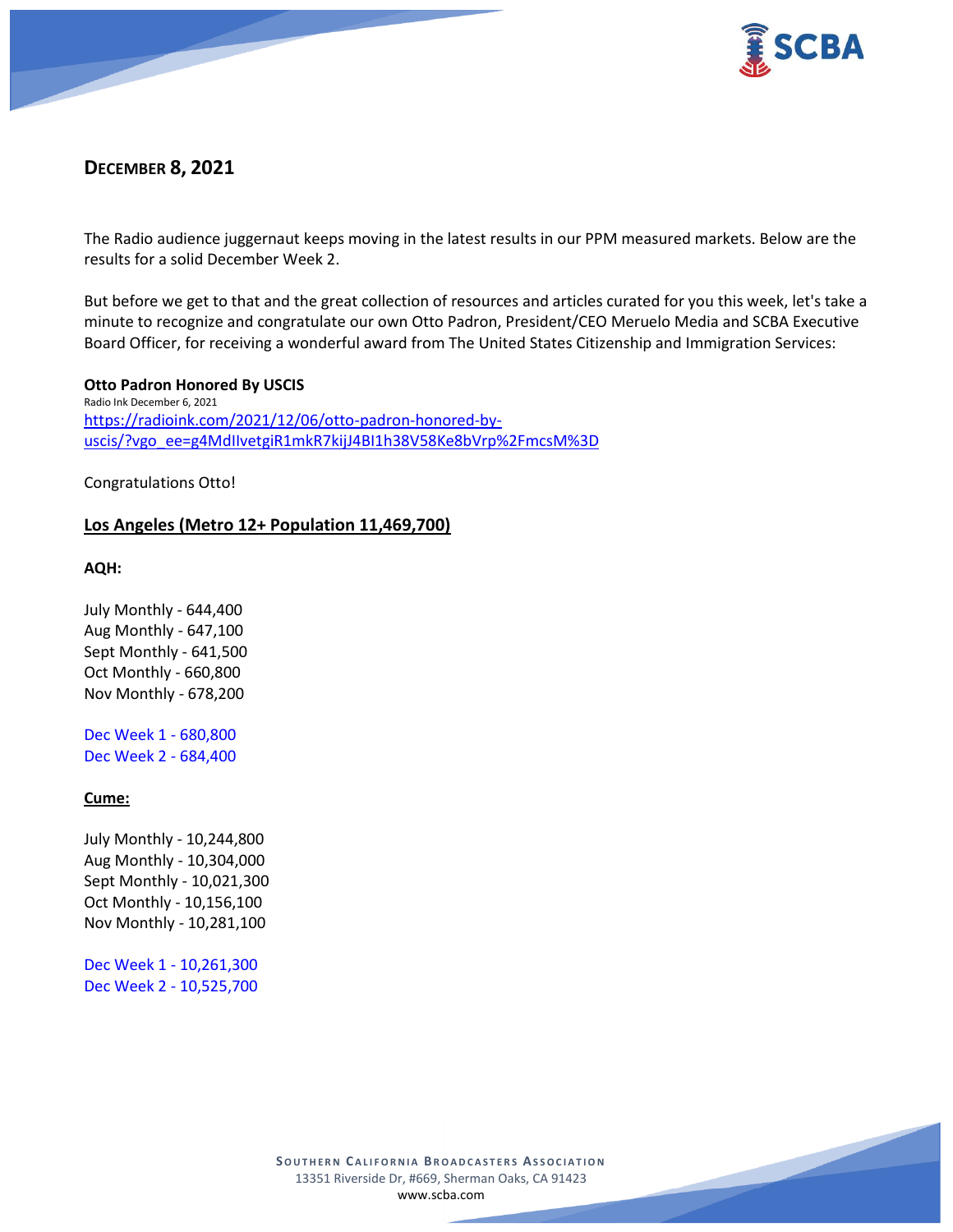# DECEMBER 8, 2021

The Radio audience juggernaut keeps moving in the latest results in our PPM measured markets. Below are the results for a solid December Week 2.

But before we get to that and the great collection of resources and articles curated for you this week, let's take a minute to recognize and congratulate our own Otto Padron, President/CEO Meruelo Media and SCBA Executive Board Officer, for receiving a wonderful award from The United States Citizenship and Immigration Services:

**Otto Padron Honored By USCIS**
Radio Ink December 6, 2021
https://radioink.com/2021/12/06/otto-padron-honored-by-uscis/?vgo_ee=g4MdIlvetgiR1mkR7kijJ4BI1h38V58Ke8bVrp%2FmcsM%3D

Congratulations Otto!

## Los Angeles (Metro 12+ Population 11,469,700)

**AQH:**

July Monthly - 644,400
Aug Monthly - 647,100
Sept Monthly - 641,500
Oct Monthly - 660,800
Nov Monthly - 678,200

Dec Week 1 - 680,800
Dec Week 2 - 684,400

**Cume:**

July Monthly - 10,244,800
Aug Monthly - 10,304,000
Sept Monthly - 10,021,300
Oct Monthly - 10,156,100
Nov Monthly - 10,281,100

Dec Week 1 - 10,261,300
Dec Week 2 - 10,525,700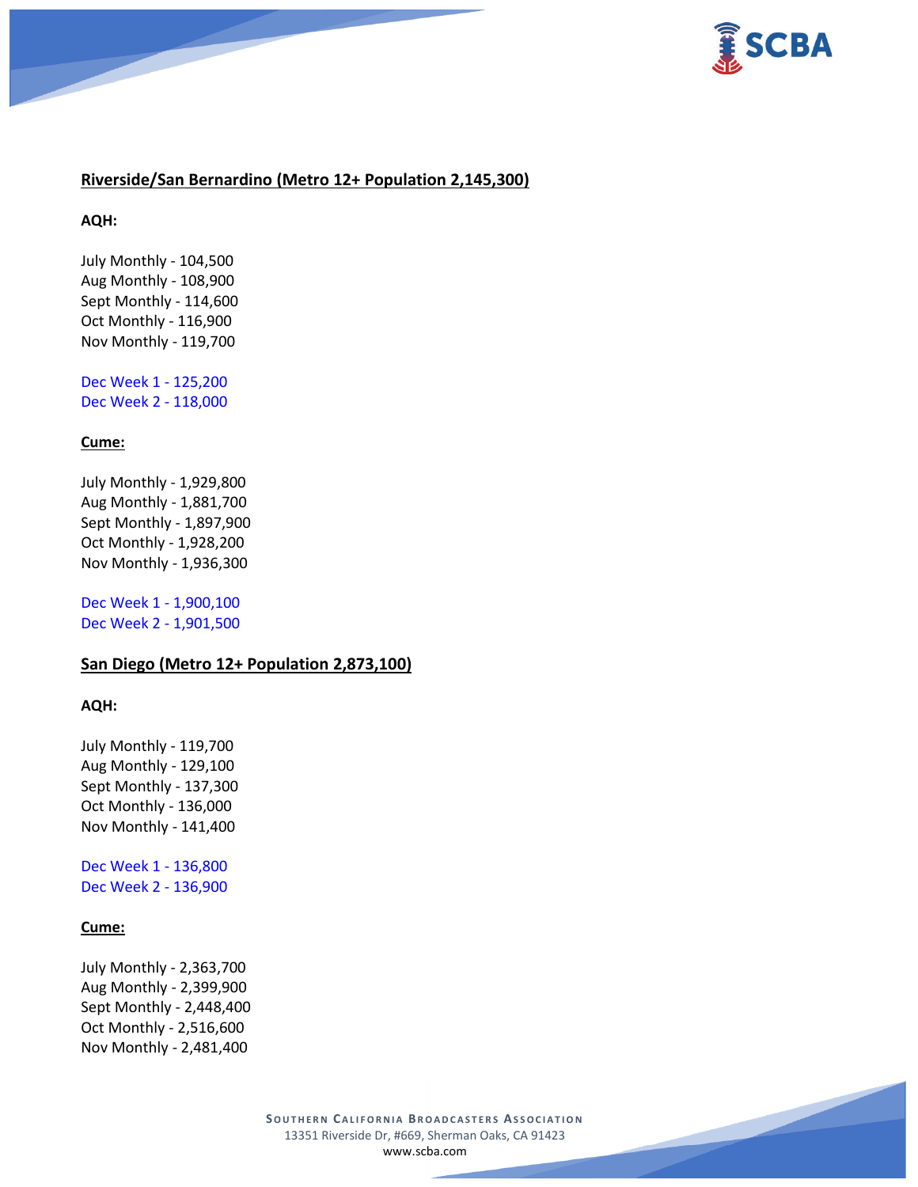**Riverside/San Bernardino (Metro 12+ Population 2,145,300)**

**AQH:**

July Monthly - 104,500
Aug Monthly - 108,900
Sept Monthly - 114,600
Oct Monthly - 116,900
Nov Monthly - 119,700

Dec Week 1 - 125,200
Dec Week 2 - 118,000

**Cume:**

July Monthly - 1,929,800
Aug Monthly - 1,881,700
Sept Monthly - 1,897,900
Oct Monthly - 1,928,200
Nov Monthly - 1,936,300

Dec Week 1 - 1,900,100
Dec Week 2 - 1,901,500

**San Diego (Metro 12+ Population 2,873,100)**

**AQH:**

July Monthly - 119,700
Aug Monthly - 129,100
Sept Monthly - 137,300
Oct Monthly - 136,000
Nov Monthly - 141,400

Dec Week 1 - 136,800
Dec Week 2 - 136,900

**Cume:**

July Monthly - 2,363,700
Aug Monthly - 2,399,900
Sept Monthly - 2,448,400
Oct Monthly - 2,516,600
Nov Monthly - 2,481,400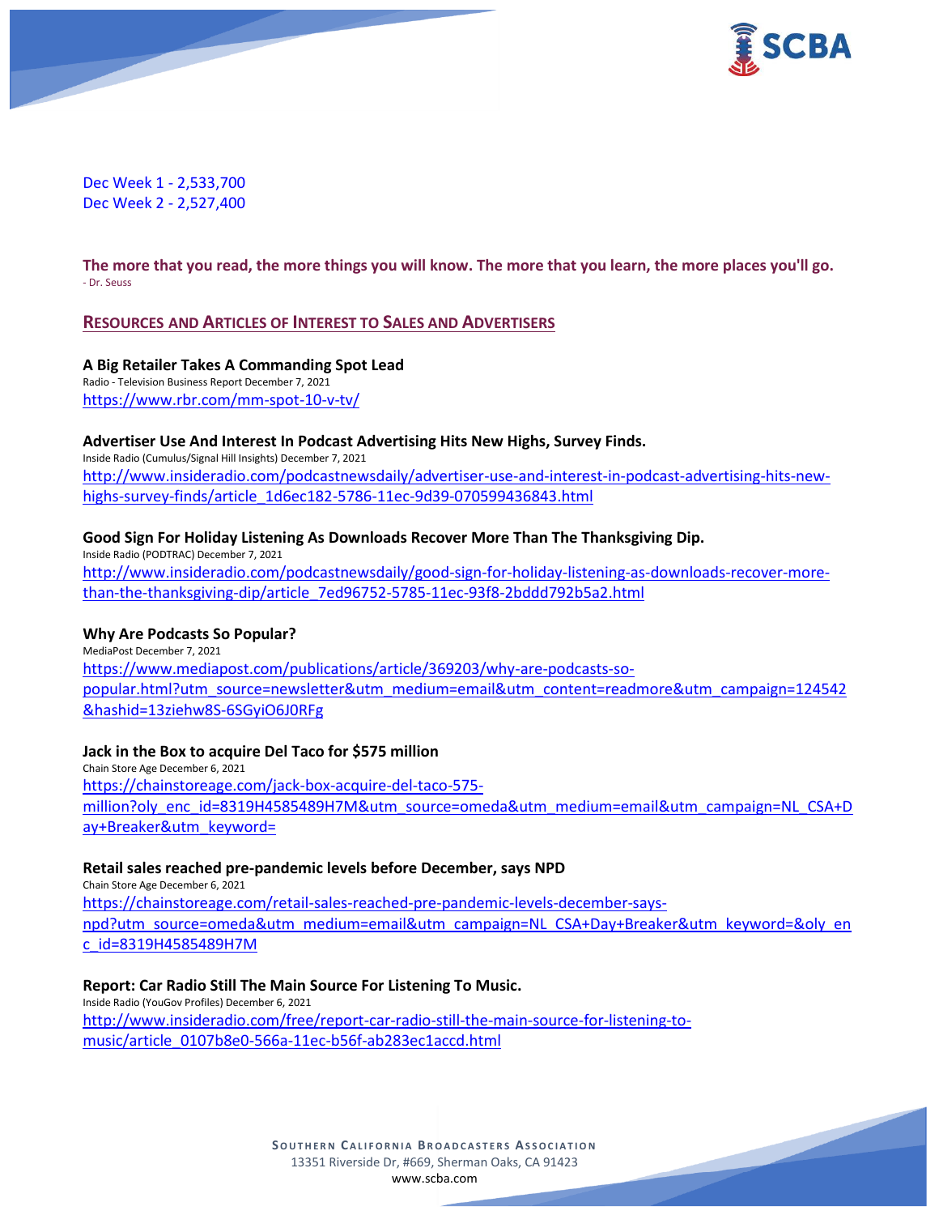Dec Week 1 - 2,533,700
Dec Week 2 - 2,527,400

**The more that you read, the more things you will know. The more that you learn, the more places you'll go.**
- Dr. Seuss

## RESOURCES AND ARTICLES OF INTEREST TO SALES AND ADVERTISERS

**A Big Retailer Takes A Commanding Spot Lead**
Radio - Television Business Report December 7, 2021
https://www.rbr.com/mm-spot-10-v-tv/

**Advertiser Use And Interest In Podcast Advertising Hits New Highs, Survey Finds.**
Inside Radio (Cumulus/Signal Hill Insights) December 7, 2021
http://www.insideradio.com/podcastnewsdaily/advertiser-use-and-interest-in-podcast-advertising-hits-new-highs-survey-finds/article_1d6ec182-5786-11ec-9d39-070599436843.html

**Good Sign For Holiday Listening As Downloads Recover More Than The Thanksgiving Dip.**
Inside Radio (PODTRAC) December 7, 2021
http://www.insideradio.com/podcastnewsdaily/good-sign-for-holiday-listening-as-downloads-recover-more-than-the-thanksgiving-dip/article_7ed96752-5785-11ec-93f8-2bddd792b5a2.html

**Why Are Podcasts So Popular?**
MediaPost December 7, 2021
https://www.mediapost.com/publications/article/369203/why-are-podcasts-so-popular.html?utm_source=newsletter&utm_medium=email&utm_content=readmore&utm_campaign=124542&hashid=13ziehw8S-6SGyiO6J0RFg

**Jack in the Box to acquire Del Taco for $575 million**
Chain Store Age December 6, 2021
https://chainstoreage.com/jack-box-acquire-del-taco-575-million?oly_enc_id=8319H4585489H7M&utm_source=omeda&utm_medium=email&utm_campaign=NL_CSA+Day+Breaker&utm_keyword=

**Retail sales reached pre-pandemic levels before December, says NPD**
Chain Store Age December 6, 2021
https://chainstoreage.com/retail-sales-reached-pre-pandemic-levels-december-says-npd?utm_source=omeda&utm_medium=email&utm_campaign=NL_CSA+Day+Breaker&utm_keyword=&oly_enc_id=8319H4585489H7M

**Report: Car Radio Still The Main Source For Listening To Music.**
Inside Radio (YouGov Profiles) December 6, 2021
http://www.insideradio.com/free/report-car-radio-still-the-main-source-for-listening-to-music/article_0107b8e0-566a-11ec-b56f-ab283ec1accd.html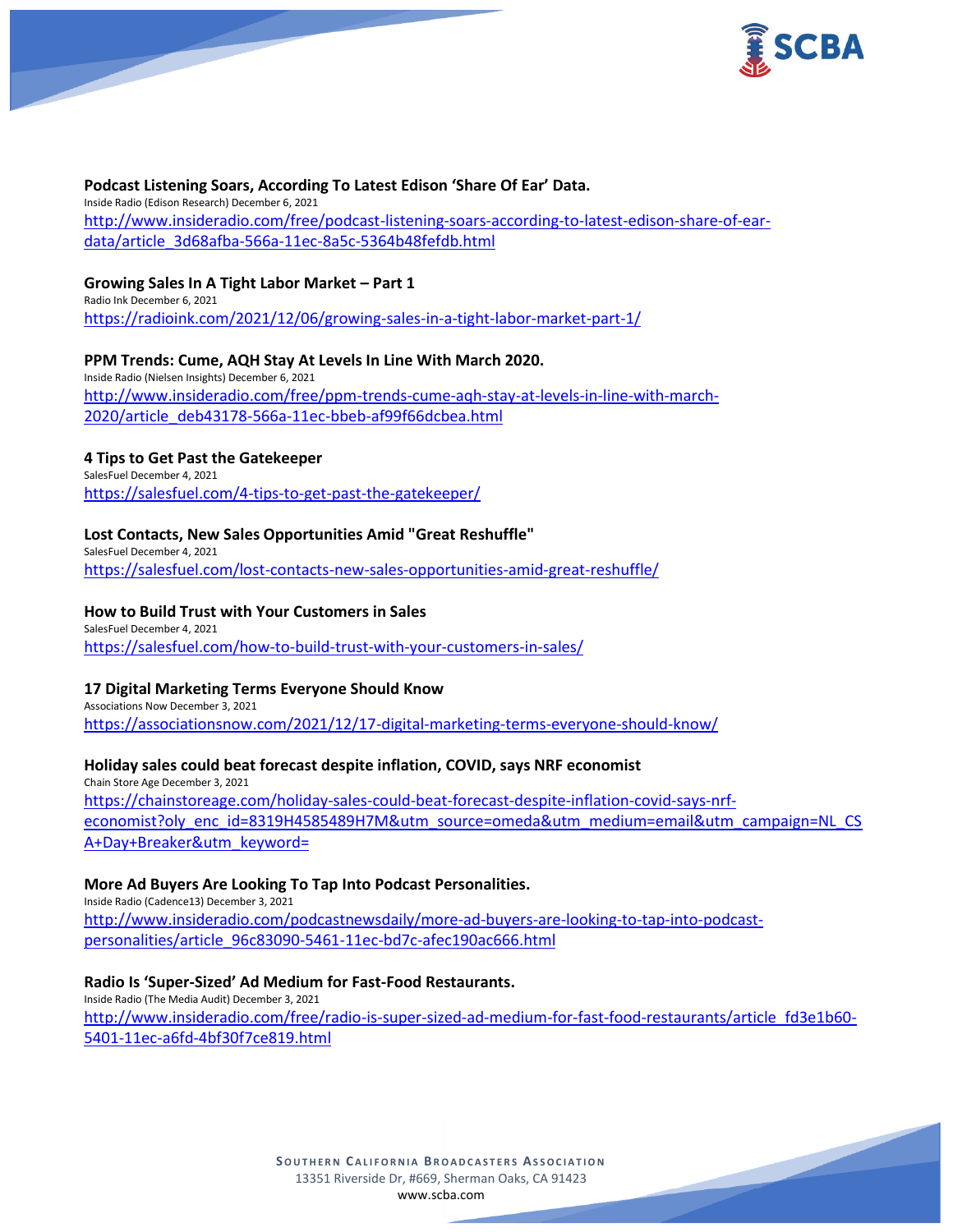**Podcast Listening Soars, According To Latest Edison 'Share Of Ear' Data.**
Inside Radio (Edison Research) December 6, 2021
http://www.insideradio.com/free/podcast-listening-soars-according-to-latest-edison-share-of-ear-data/article_3d68afba-566a-11ec-8a5c-5364b48fefdb.html

**Growing Sales In A Tight Labor Market – Part 1**
Radio Ink December 6, 2021
https://radioink.com/2021/12/06/growing-sales-in-a-tight-labor-market-part-1/

**PPM Trends: Cume, AQH Stay At Levels In Line With March 2020.**
Inside Radio (Nielsen Insights) December 6, 2021
http://www.insideradio.com/free/ppm-trends-cume-aqh-stay-at-levels-in-line-with-march-2020/article_deb43178-566a-11ec-bbeb-af99f66dcbea.html

**4 Tips to Get Past the Gatekeeper**
SalesFuel December 4, 2021
https://salesfuel.com/4-tips-to-get-past-the-gatekeeper/

**Lost Contacts, New Sales Opportunities Amid "Great Reshuffle"**
SalesFuel December 4, 2021
https://salesfuel.com/lost-contacts-new-sales-opportunities-amid-great-reshuffle/

**How to Build Trust with Your Customers in Sales**
SalesFuel December 4, 2021
https://salesfuel.com/how-to-build-trust-with-your-customers-in-sales/

**17 Digital Marketing Terms Everyone Should Know**
Associations Now December 3, 2021
https://associationsnow.com/2021/12/17-digital-marketing-terms-everyone-should-know/

**Holiday sales could beat forecast despite inflation, COVID, says NRF economist**
Chain Store Age December 3, 2021
https://chainstoreage.com/holiday-sales-could-beat-forecast-despite-inflation-covid-says-nrf-economist?oly_enc_id=8319H4585489H7M&utm_source=omeda&utm_medium=email&utm_campaign=NL_CSA+Day+Breaker&utm_keyword=

**More Ad Buyers Are Looking To Tap Into Podcast Personalities.**
Inside Radio (Cadence13) December 3, 2021
http://www.insideradio.com/podcastnewsdaily/more-ad-buyers-are-looking-to-tap-into-podcast-personalities/article_96c83090-5461-11ec-bd7c-afec190ac666.html

**Radio Is 'Super-Sized' Ad Medium for Fast-Food Restaurants.**
Inside Radio (The Media Audit) December 3, 2021
http://www.insideradio.com/free/radio-is-super-sized-ad-medium-for-fast-food-restaurants/article_fd3e1b60-5401-11ec-a6fd-4bf30f7ce819.html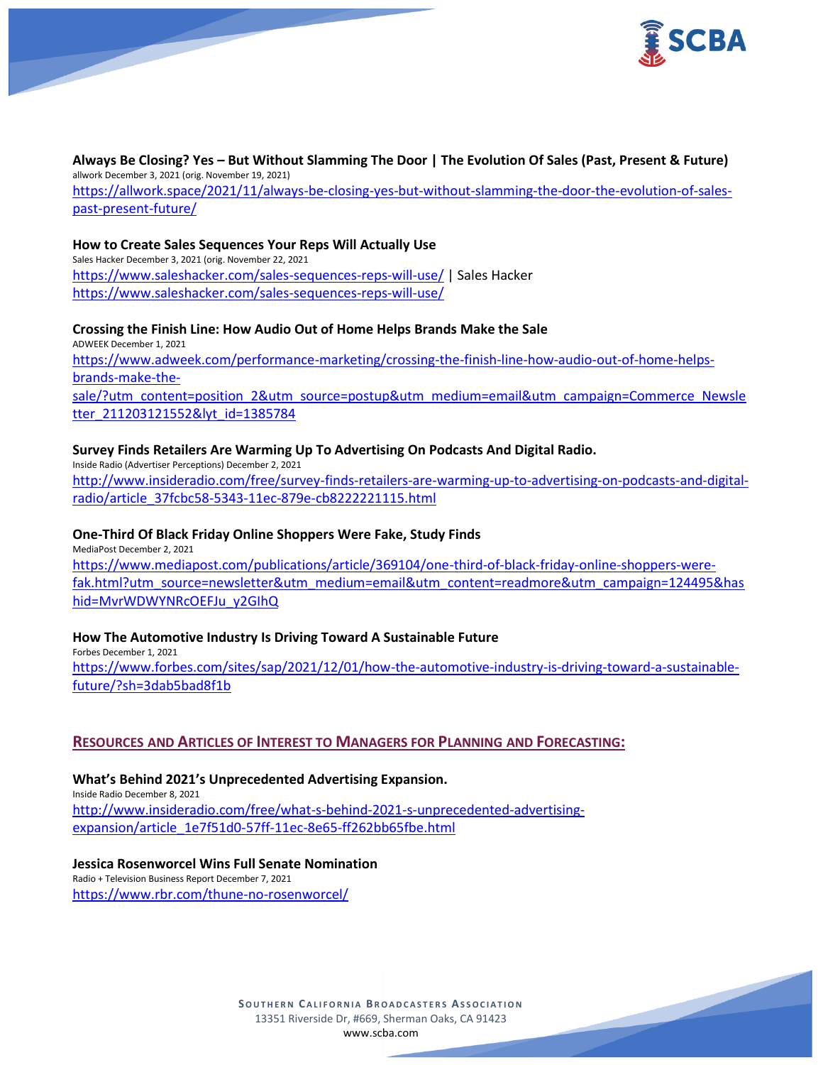**Always Be Closing? Yes – But Without Slamming The Door | The Evolution Of Sales (Past, Present & Future)**
allwork December 3, 2021 (orig. November 19, 2021)
https://allwork.space/2021/11/always-be-closing-yes-but-without-slamming-the-door-the-evolution-of-sales-past-present-future/

**How to Create Sales Sequences Your Reps Will Actually Use**
Sales Hacker December 3, 2021 (orig. November 22, 2021
https://www.saleshacker.com/sales-sequences-reps-will-use/ | Sales Hacker
https://www.saleshacker.com/sales-sequences-reps-will-use/

**Crossing the Finish Line: How Audio Out of Home Helps Brands Make the Sale**
ADWEEK December 1, 2021
https://www.adweek.com/performance-marketing/crossing-the-finish-line-how-audio-out-of-home-helps-brands-make-the-sale/?utm_content=position_2&utm_source=postup&utm_medium=email&utm_campaign=Commerce_Newsletter_211203121552&lyt_id=1385784

**Survey Finds Retailers Are Warming Up To Advertising On Podcasts And Digital Radio.**
Inside Radio (Advertiser Perceptions) December 2, 2021
http://www.insideradio.com/free/survey-finds-retailers-are-warming-up-to-advertising-on-podcasts-and-digital-radio/article_37fcbc58-5343-11ec-879e-cb8222221115.html

**One-Third Of Black Friday Online Shoppers Were Fake, Study Finds**
MediaPost December 2, 2021
https://www.mediapost.com/publications/article/369104/one-third-of-black-friday-online-shoppers-were-fak.html?utm_source=newsletter&utm_medium=email&utm_content=readmore&utm_campaign=124495&hashid=MvrWDWYNRcOEFJu_y2GlhQ

**How The Automotive Industry Is Driving Toward A Sustainable Future**
Forbes December 1, 2021
https://www.forbes.com/sites/sap/2021/12/01/how-the-automotive-industry-is-driving-toward-a-sustainable-future/?sh=3dab5bad8f1b

## RESOURCES AND ARTICLES OF INTEREST TO MANAGERS FOR PLANNING AND FORECASTING:

**What's Behind 2021's Unprecedented Advertising Expansion.**
Inside Radio December 8, 2021
http://www.insideradio.com/free/what-s-behind-2021-s-unprecedented-advertising-expansion/article_1e7f51d0-57ff-11ec-8e65-ff262bb65fbe.html

**Jessica Rosenworcel Wins Full Senate Nomination**
Radio + Television Business Report December 7, 2021
https://www.rbr.com/thune-no-rosenworcel/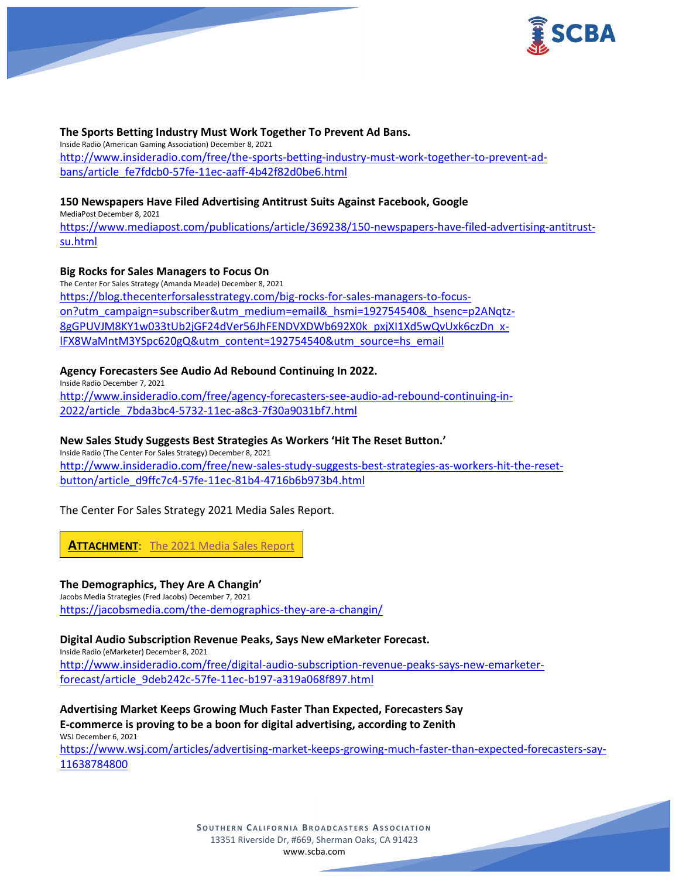**The Sports Betting Industry Must Work Together To Prevent Ad Bans.**
Inside Radio (American Gaming Association) December 8, 2021
http://www.insideradio.com/free/the-sports-betting-industry-must-work-together-to-prevent-ad-bans/article_fe7fdcb0-57fe-11ec-aaff-4b42f82d0be6.html

**150 Newspapers Have Filed Advertising Antitrust Suits Against Facebook, Google**
MediaPost December 8, 2021
https://www.mediapost.com/publications/article/369238/150-newspapers-have-filed-advertising-antitrust-su.html

**Big Rocks for Sales Managers to Focus On**
The Center For Sales Strategy (Amanda Meade) December 8, 2021
https://blog.thecenterforsalesstrategy.com/big-rocks-for-sales-managers-to-focus-on?utm_campaign=subscriber&utm_medium=email&_hsmi=192754540&_hsenc=p2ANqtz-8gGPUVJM8KY1w033tUb2jGF24dVer56JhFENDVXDWb692X0k_pxjXI1Xd5wQvUxk6czDn_x-lFX8WaMntM3YSpc620gQ&utm_content=192754540&utm_source=hs_email

**Agency Forecasters See Audio Ad Rebound Continuing In 2022.**
Inside Radio December 7, 2021
http://www.insideradio.com/free/agency-forecasters-see-audio-ad-rebound-continuing-in-2022/article_7bda3bc4-5732-11ec-a8c3-7f30a9031bf7.html

**New Sales Study Suggests Best Strategies As Workers 'Hit The Reset Button.'**
Inside Radio (The Center For Sales Strategy) December 8, 2021
http://www.insideradio.com/free/new-sales-study-suggests-best-strategies-as-workers-hit-the-reset-button/article_d9ffc7c4-57fe-11ec-81b4-4716b6b973b4.html

The Center For Sales Strategy 2021 Media Sales Report.

**ATTACHMENT**: The 2021 Media Sales Report

**The Demographics, They Are A Changin'**
Jacobs Media Strategies (Fred Jacobs) December 7, 2021
https://jacobsmedia.com/the-demographics-they-are-a-changin/

**Digital Audio Subscription Revenue Peaks, Says New eMarketer Forecast.**
Inside Radio (eMarketer) December 8, 2021
http://www.insideradio.com/free/digital-audio-subscription-revenue-peaks-says-new-emarketer-forecast/article_9deb242c-57fe-11ec-b197-a319a068f897.html

**Advertising Market Keeps Growing Much Faster Than Expected, Forecasters Say**
**E-commerce is proving to be a boon for digital advertising, according to Zenith**
WSJ December 6, 2021
https://www.wsj.com/articles/advertising-market-keeps-growing-much-faster-than-expected-forecasters-say-11638784800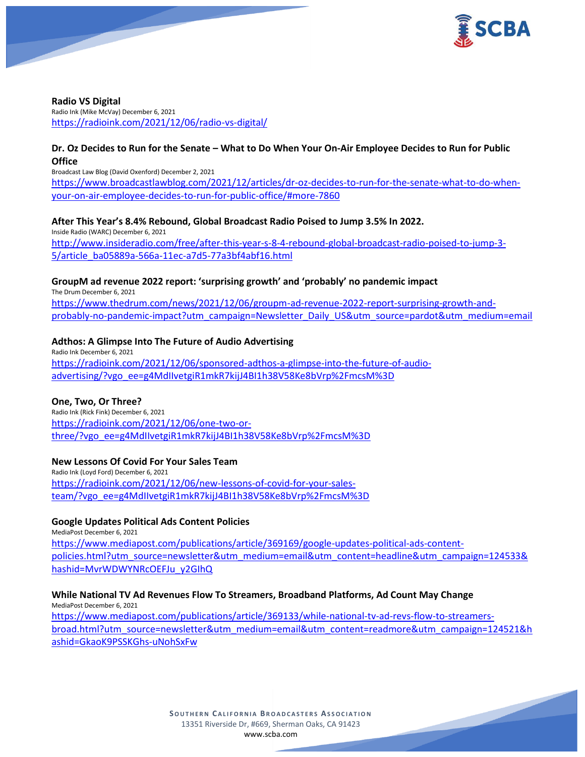**Radio VS Digital**
Radio Ink (Mike McVay) December 6, 2021
https://radioink.com/2021/12/06/radio-vs-digital/

**Dr. Oz Decides to Run for the Senate – What to Do When Your On-Air Employee Decides to Run for Public Office**
Broadcast Law Blog (David Oxenford) December 2, 2021
https://www.broadcastlawblog.com/2021/12/articles/dr-oz-decides-to-run-for-the-senate-what-to-do-when-your-on-air-employee-decides-to-run-for-public-office/#more-7860

**After This Year's 8.4% Rebound, Global Broadcast Radio Poised to Jump 3.5% In 2022.**
Inside Radio (WARC) December 6, 2021
http://www.insideradio.com/free/after-this-year-s-8-4-rebound-global-broadcast-radio-poised-to-jump-3-5/article_ba05889a-566a-11ec-a7d5-77a3bf4abf16.html

**GroupM ad revenue 2022 report: 'surprising growth' and 'probably' no pandemic impact**
The Drum December 6, 2021
https://www.thedrum.com/news/2021/12/06/groupm-ad-revenue-2022-report-surprising-growth-and-probably-no-pandemic-impact?utm_campaign=Newsletter_Daily_US&utm_source=pardot&utm_medium=email

**Adthos: A Glimpse Into The Future of Audio Advertising**
Radio Ink December 6, 2021
https://radioink.com/2021/12/06/sponsored-adthos-a-glimpse-into-the-future-of-audio-advertising/?vgo_ee=g4MdIIvetgiR1mkR7kijJ4BI1h38V58Ke8bVrp%2FmcsM%3D

**One, Two, Or Three?**
Radio Ink (Rick Fink) December 6, 2021
https://radioink.com/2021/12/06/one-two-or-three/?vgo_ee=g4MdIIvetgiR1mkR7kijJ4BI1h38V58Ke8bVrp%2FmcsM%3D

**New Lessons Of Covid For Your Sales Team**
Radio Ink (Loyd Ford) December 6, 2021
https://radioink.com/2021/12/06/new-lessons-of-covid-for-your-sales-team/?vgo_ee=g4MdIIvetgiR1mkR7kijJ4BI1h38V58Ke8bVrp%2FmcsM%3D

**Google Updates Political Ads Content Policies**
MediaPost December 6, 2021
https://www.mediapost.com/publications/article/369169/google-updates-political-ads-content-policies.html?utm_source=newsletter&utm_medium=email&utm_content=headline&utm_campaign=124533&hashid=MvrWDWYNRcOEFJu_y2GIhQ

**While National TV Ad Revenues Flow To Streamers, Broadband Platforms, Ad Count May Change**
MediaPost December 6, 2021
https://www.mediapost.com/publications/article/369133/while-national-tv-ad-revs-flow-to-streamers-broad.html?utm_source=newsletter&utm_medium=email&utm_content=readmore&utm_campaign=124521&hashid=GkaoK9PSSKGhs-uNohSxFw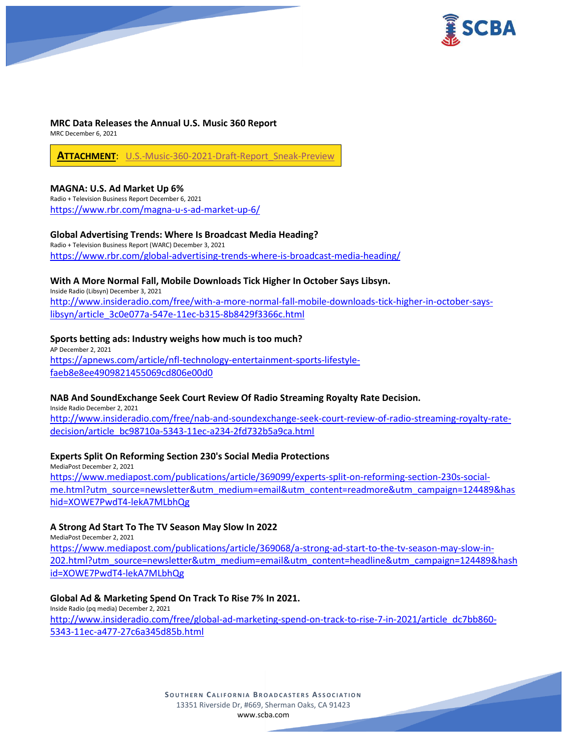**MRC Data Releases the Annual U.S. Music 360 Report**
MRC December 6, 2021

**ATTACHMENT**: U.S.-Music-360-2021-Draft-Report_Sneak-Preview

**MAGNA: U.S. Ad Market Up 6%**
Radio + Television Business Report December 6, 2021
https://www.rbr.com/magna-u-s-ad-market-up-6/

**Global Advertising Trends: Where Is Broadcast Media Heading?**
Radio + Television Business Report (WARC) December 3, 2021
https://www.rbr.com/global-advertising-trends-where-is-broadcast-media-heading/

**With A More Normal Fall, Mobile Downloads Tick Higher In October Says Libsyn.**
Inside Radio (Libsyn) December 3, 2021
http://www.insideradio.com/free/with-a-more-normal-fall-mobile-downloads-tick-higher-in-october-says-libsyn/article_3c0e077a-547e-11ec-b315-8b8429f3366c.html

**Sports betting ads: Industry weighs how much is too much?**
AP December 2, 2021
https://apnews.com/article/nfl-technology-entertainment-sports-lifestyle-faeb8e8ee4909821455069cd806e00d0

**NAB And SoundExchange Seek Court Review Of Radio Streaming Royalty Rate Decision.**
Inside Radio December 2, 2021
http://www.insideradio.com/free/nab-and-soundexchange-seek-court-review-of-radio-streaming-royalty-rate-decision/article_bc98710a-5343-11ec-a234-2fd732b5a9ca.html

**Experts Split On Reforming Section 230's Social Media Protections**
MediaPost December 2, 2021
https://www.mediapost.com/publications/article/369099/experts-split-on-reforming-section-230s-social-me.html?utm_source=newsletter&utm_medium=email&utm_content=readmore&utm_campaign=124489&hashid=XOWE7PwdT4-lekA7MLbhQg

**A Strong Ad Start To The TV Season May Slow In 2022**
MediaPost December 2, 2021
https://www.mediapost.com/publications/article/369068/a-strong-ad-start-to-the-tv-season-may-slow-in-202.html?utm_source=newsletter&utm_medium=email&utm_content=headline&utm_campaign=124489&hashid=XOWE7PwdT4-lekA7MLbhQg

**Global Ad & Marketing Spend On Track To Rise 7% In 2021.**
Inside Radio (pq media) December 2, 2021
http://www.insideradio.com/free/global-ad-marketing-spend-on-track-to-rise-7-in-2021/article_dc7bb860-5343-11ec-a477-27c6a345d85b.html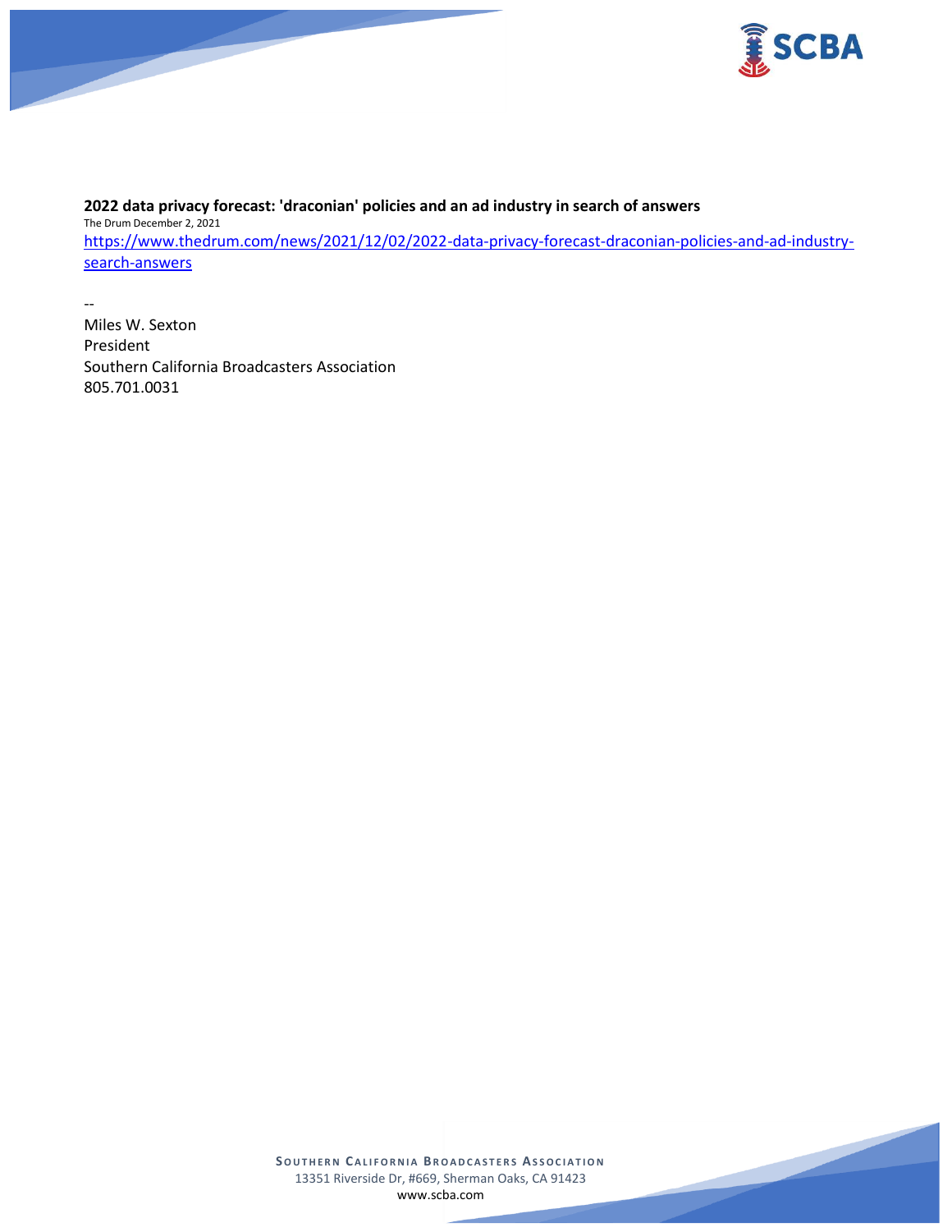**2022 data privacy forecast: 'draconian' policies and an ad industry in search of answers**

The Drum December 2, 2021

[https://www.thedrum.com/news/2021/12/02/2022-data-privacy-forecast-draconian-policies-and-ad-industry-search-answers](https://www.thedrum.com/news/2021/12/02/2022-data-privacy-forecast-draconian-policies-and-ad-industry-search-answers)

--

Miles W. Sexton
President
Southern California Broadcasters Association
805.701.0031